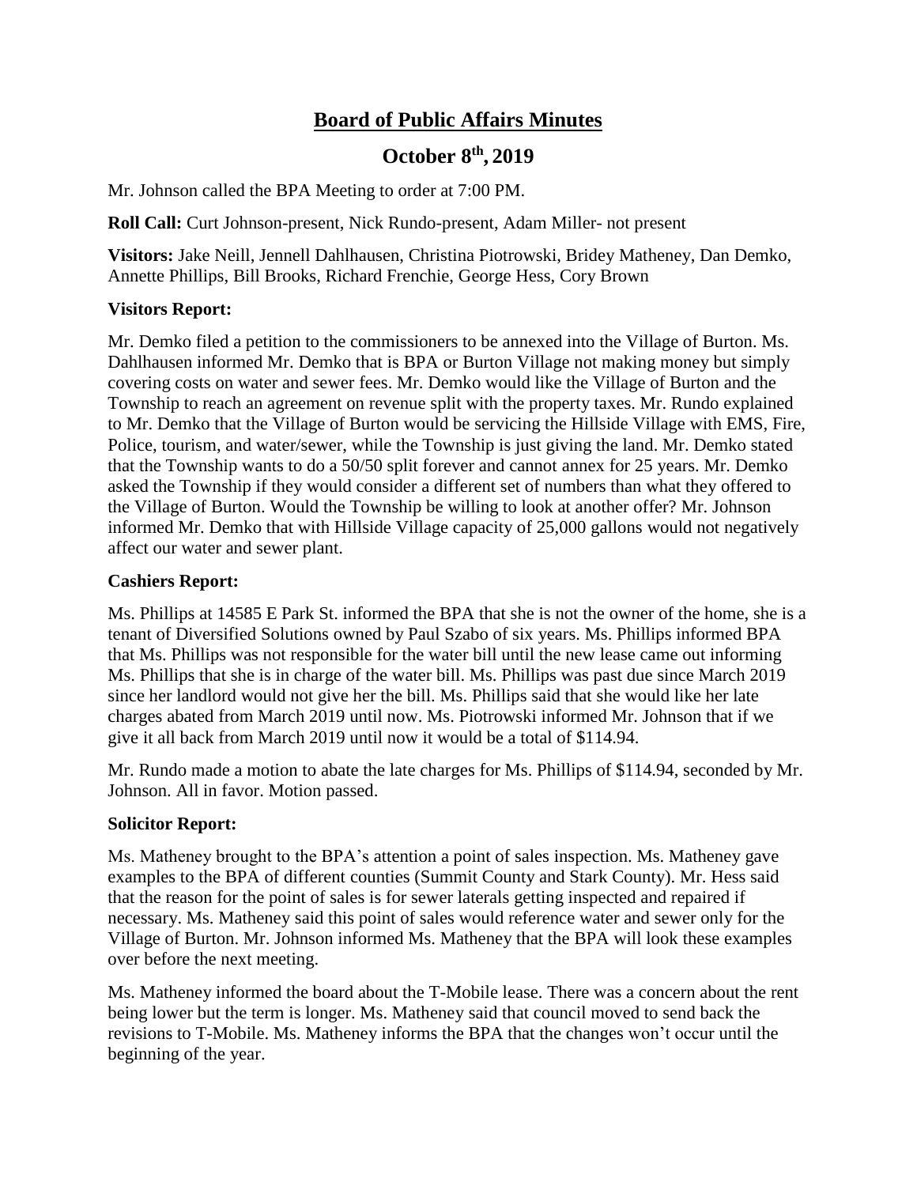# Board of Public Affairs Minutes

## October 8th, 2019

Mr. Johnson called the BPA Meeting to order at 7:00 PM.

**Roll Call:** Curt Johnson-present, Nick Rundo-present, Adam Miller- not present

**Visitors:** Jake Neill, Jennell Dahlhausen, Christina Piotrowski, Bridey Matheney, Dan Demko, Annette Phillips, Bill Brooks, Richard Frenchie, George Hess, Cory Brown

### Visitors Report:

Mr. Demko filed a petition to the commissioners to be annexed into the Village of Burton. Ms. Dahlhausen informed Mr. Demko that is BPA or Burton Village not making money but simply covering costs on water and sewer fees. Mr. Demko would like the Village of Burton and the Township to reach an agreement on revenue split with the property taxes. Mr. Rundo explained to Mr. Demko that the Village of Burton would be servicing the Hillside Village with EMS, Fire, Police, tourism, and water/sewer, while the Township is just giving the land. Mr. Demko stated that the Township wants to do a 50/50 split forever and cannot annex for 25 years. Mr. Demko asked the Township if they would consider a different set of numbers than what they offered to the Village of Burton. Would the Township be willing to look at another offer? Mr. Johnson informed Mr. Demko that with Hillside Village capacity of 25,000 gallons would not negatively affect our water and sewer plant.

### Cashiers Report:

Ms. Phillips at 14585 E Park St. informed the BPA that she is not the owner of the home, she is a tenant of Diversified Solutions owned by Paul Szabo of six years. Ms. Phillips informed BPA that Ms. Phillips was not responsible for the water bill until the new lease came out informing Ms. Phillips that she is in charge of the water bill. Ms. Phillips was past due since March 2019 since her landlord would not give her the bill. Ms. Phillips said that she would like her late charges abated from March 2019 until now. Ms. Piotrowski informed Mr. Johnson that if we give it all back from March 2019 until now it would be a total of $114.94.

Mr. Rundo made a motion to abate the late charges for Ms. Phillips of $114.94, seconded by Mr. Johnson. All in favor. Motion passed.

### Solicitor Report:

Ms. Matheney brought to the BPA's attention a point of sales inspection. Ms. Matheney gave examples to the BPA of different counties (Summit County and Stark County). Mr. Hess said that the reason for the point of sales is for sewer laterals getting inspected and repaired if necessary. Ms. Matheney said this point of sales would reference water and sewer only for the Village of Burton. Mr. Johnson informed Ms. Matheney that the BPA will look these examples over before the next meeting.

Ms. Matheney informed the board about the T-Mobile lease. There was a concern about the rent being lower but the term is longer. Ms. Matheney said that council moved to send back the revisions to T-Mobile. Ms. Matheney informs the BPA that the changes won't occur until the beginning of the year.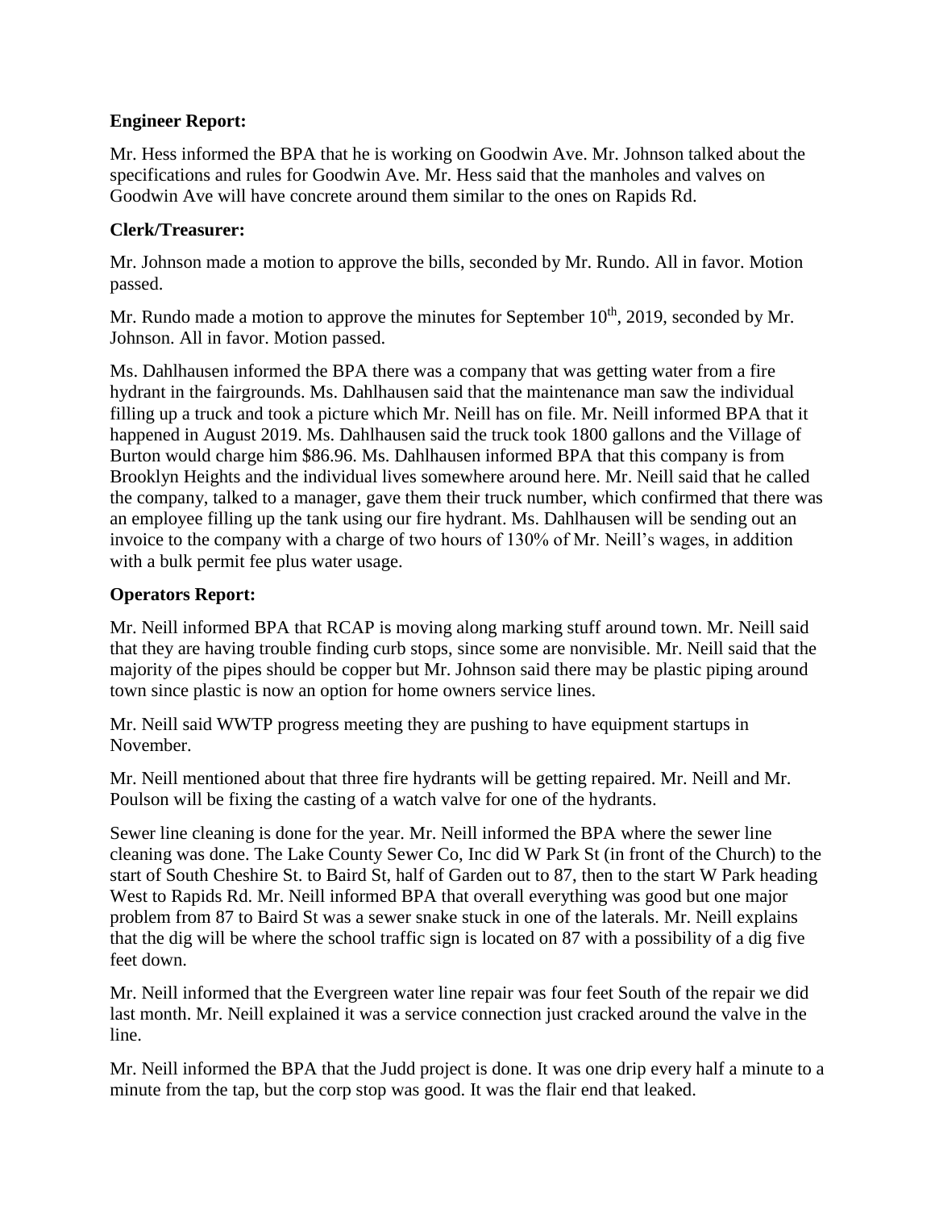**Engineer Report:**

Mr. Hess informed the BPA that he is working on Goodwin Ave. Mr. Johnson talked about the specifications and rules for Goodwin Ave. Mr. Hess said that the manholes and valves on Goodwin Ave will have concrete around them similar to the ones on Rapids Rd.

**Clerk/Treasurer:**

Mr. Johnson made a motion to approve the bills, seconded by Mr. Rundo. All in favor. Motion passed.

Mr. Rundo made a motion to approve the minutes for September 10th, 2019, seconded by Mr. Johnson. All in favor. Motion passed.

Ms. Dahlhausen informed the BPA there was a company that was getting water from a fire hydrant in the fairgrounds. Ms. Dahlhausen said that the maintenance man saw the individual filling up a truck and took a picture which Mr. Neill has on file. Mr. Neill informed BPA that it happened in August 2019. Ms. Dahlhausen said the truck took 1800 gallons and the Village of Burton would charge him $86.96. Ms. Dahlhausen informed BPA that this company is from Brooklyn Heights and the individual lives somewhere around here. Mr. Neill said that he called the company, talked to a manager, gave them their truck number, which confirmed that there was an employee filling up the tank using our fire hydrant. Ms. Dahlhausen will be sending out an invoice to the company with a charge of two hours of 130% of Mr. Neill's wages, in addition with a bulk permit fee plus water usage.

**Operators Report:**

Mr. Neill informed BPA that RCAP is moving along marking stuff around town. Mr. Neill said that they are having trouble finding curb stops, since some are nonvisible. Mr. Neill said that the majority of the pipes should be copper but Mr. Johnson said there may be plastic piping around town since plastic is now an option for home owners service lines.

Mr. Neill said WWTP progress meeting they are pushing to have equipment startups in November.

Mr. Neill mentioned about that three fire hydrants will be getting repaired. Mr. Neill and Mr. Poulson will be fixing the casting of a watch valve for one of the hydrants.

Sewer line cleaning is done for the year. Mr. Neill informed the BPA where the sewer line cleaning was done. The Lake County Sewer Co, Inc did W Park St (in front of the Church) to the start of South Cheshire St. to Baird St, half of Garden out to 87, then to the start W Park heading West to Rapids Rd. Mr. Neill informed BPA that overall everything was good but one major problem from 87 to Baird St was a sewer snake stuck in one of the laterals. Mr. Neill explains that the dig will be where the school traffic sign is located on 87 with a possibility of a dig five feet down.

Mr. Neill informed that the Evergreen water line repair was four feet South of the repair we did last month. Mr. Neill explained it was a service connection just cracked around the valve in the line.

Mr. Neill informed the BPA that the Judd project is done. It was one drip every half a minute to a minute from the tap, but the corp stop was good. It was the flair end that leaked.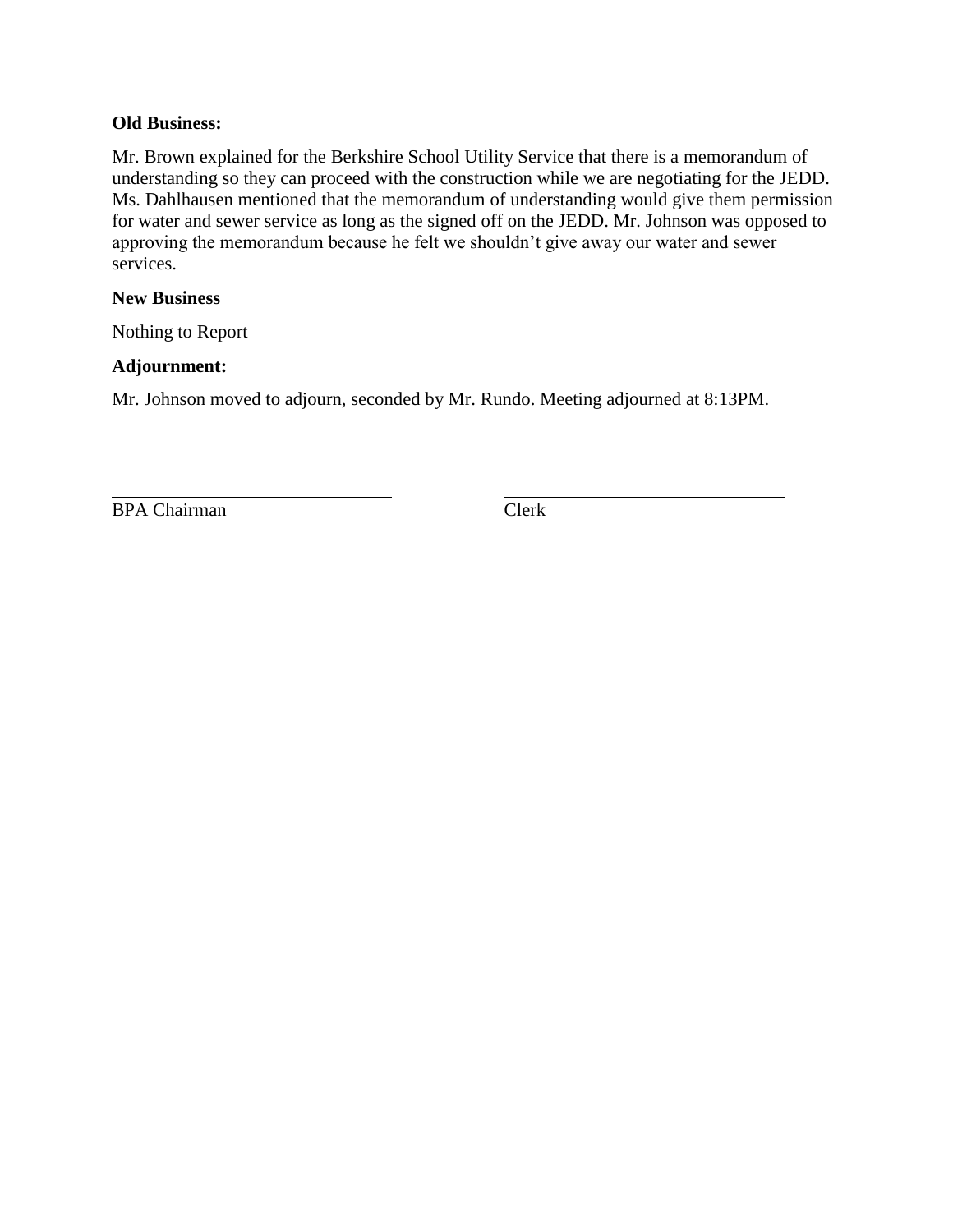**Old Business:**

Mr. Brown explained for the Berkshire School Utility Service that there is a memorandum of understanding so they can proceed with the construction while we are negotiating for the JEDD. Ms. Dahlhausen mentioned that the memorandum of understanding would give them permission for water and sewer service as long as the signed off on the JEDD. Mr. Johnson was opposed to approving the memorandum because he felt we shouldn't give away our water and sewer services.

**New Business**

Nothing to Report

**Adjournment:**

Mr. Johnson moved to adjourn, seconded by Mr. Rundo. Meeting adjourned at 8:13PM.

\_\_\_\_\_\_\_\_\_\_\_\_\_\_\_\_\_\_\_\_\_\_\_\_\_\_\_\_\_\_ \_\_\_\_\_\_\_\_\_\_\_\_\_\_\_\_\_\_\_\_\_\_\_\_\_\_\_\_\_\_

BPA Chairman Clerk